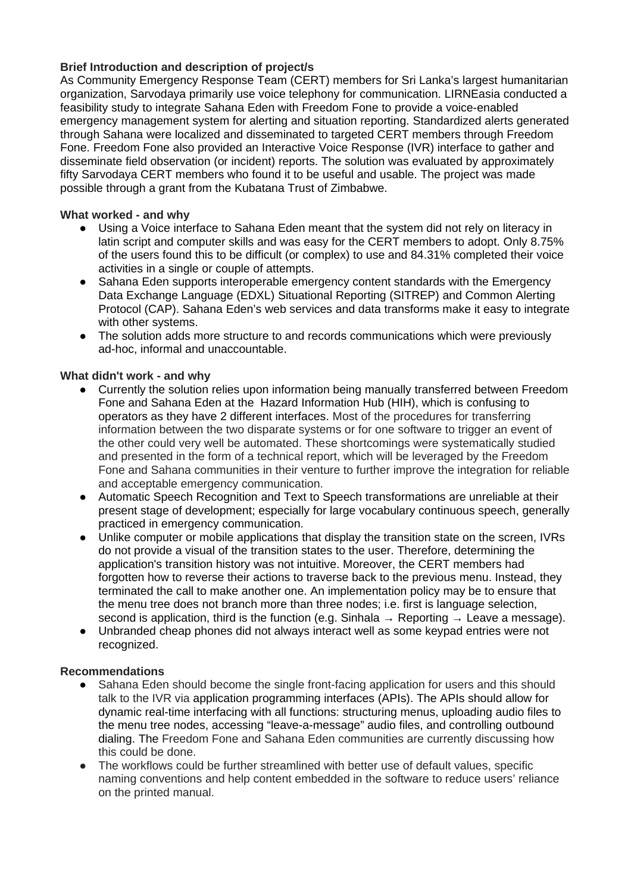**Brief Introduction and description of project/s**

As Community Emergency Response Team (CERT) members for Sri Lanka's largest humanitarian organization, Sarvodaya primarily use voice telephony for communication. LIRNEasia conducted a feasibility study to integrate Sahana Eden with Freedom Fone to provide a voice-enabled emergency management system for alerting and situation reporting. Standardized alerts generated through Sahana were localized and disseminated to targeted CERT members through Freedom Fone. Freedom Fone also provided an Interactive Voice Response (IVR) interface to gather and disseminate field observation (or incident) reports. The solution was evaluated by approximately fifty Sarvodaya CERT members who found it to be useful and usable. The project was made possible through a grant from the Kubatana Trust of Zimbabwe.

**What worked - and why**

- Using a Voice interface to Sahana Eden meant that the system did not rely on literacy in latin script and computer skills and was easy for the CERT members to adopt. Only 8.75% of the users found this to be difficult (or complex) to use and 84.31% completed their voice activities in a single or couple of attempts.
- Sahana Eden supports interoperable emergency content standards with the Emergency Data Exchange Language (EDXL) Situational Reporting (SITREP) and Common Alerting Protocol (CAP). Sahana Eden's web services and data transforms make it easy to integrate with other systems.
- The solution adds more structure to and records communications which were previously ad-hoc, informal and unaccountable.

**What didn't work - and why**

- Currently the solution relies upon information being manually transferred between Freedom Fone and Sahana Eden at the Hazard Information Hub (HIH), which is confusing to operators as they have 2 different interfaces. Most of the procedures for transferring information between the two disparate systems or for one software to trigger an event of the other could very well be automated. These shortcomings were systematically studied and presented in the form of a technical report, which will be leveraged by the Freedom Fone and Sahana communities in their venture to further improve the integration for reliable and acceptable emergency communication.
- Automatic Speech Recognition and Text to Speech transformations are unreliable at their present stage of development; especially for large vocabulary continuous speech, generally practiced in emergency communication.
- Unlike computer or mobile applications that display the transition state on the screen, IVRs do not provide a visual of the transition states to the user. Therefore, determining the application's transition history was not intuitive. Moreover, the CERT members had forgotten how to reverse their actions to traverse back to the previous menu. Instead, they terminated the call to make another one. An implementation policy may be to ensure that the menu tree does not branch more than three nodes; i.e. first is language selection, second is application, third is the function (e.g. Sinhala → Reporting → Leave a message).
- Unbranded cheap phones did not always interact well as some keypad entries were not recognized.

**Recommendations**

- Sahana Eden should become the single front-facing application for users and this should talk to the IVR via application programming interfaces (APIs). The APIs should allow for dynamic real-time interfacing with all functions: structuring menus, uploading audio files to the menu tree nodes, accessing "leave-a-message" audio files, and controlling outbound dialing. The Freedom Fone and Sahana Eden communities are currently discussing how this could be done.
- The workflows could be further streamlined with better use of default values, specific naming conventions and help content embedded in the software to reduce users' reliance on the printed manual.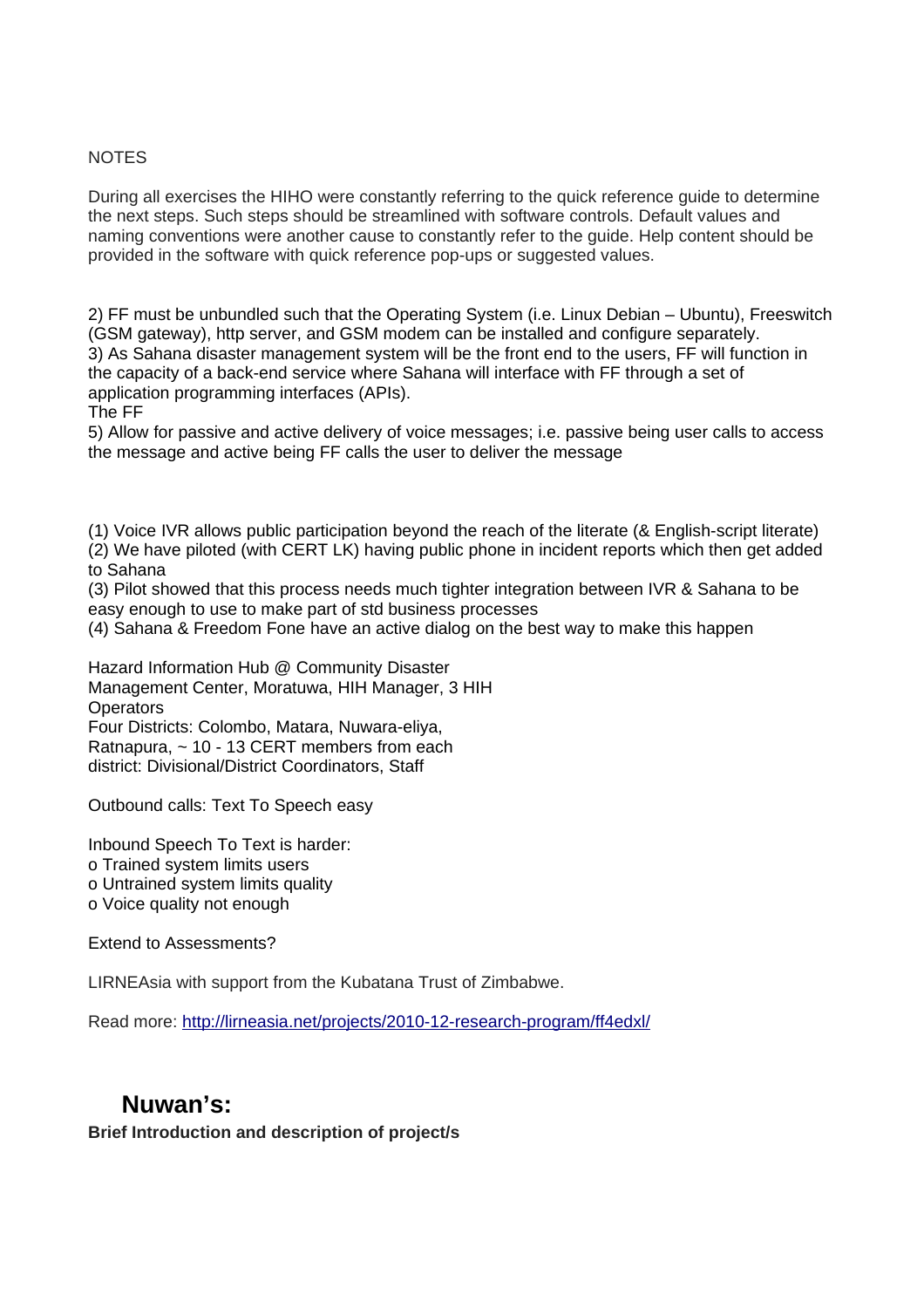NOTES

During all exercises the HIHO were constantly referring to the quick reference guide to determine the next steps. Such steps should be streamlined with software controls. Default values and naming conventions were another cause to constantly refer to the guide. Help content should be provided in the software with quick reference pop-ups or suggested values.

2) FF must be unbundled such that the Operating System (i.e. Linux Debian – Ubuntu), Freeswitch (GSM gateway), http server, and GSM modem can be installed and configure separately.
3) As Sahana disaster management system will be the front end to the users, FF will function in the capacity of a back-end service where Sahana will interface with FF through a set of application programming interfaces (APIs).
The FF
5) Allow for passive and active delivery of voice messages; i.e. passive being user calls to access the message and active being FF calls the user to deliver the message

(1) Voice IVR allows public participation beyond the reach of the literate (& English-script literate)
(2) We have piloted (with CERT LK) having public phone in incident reports which then get added to Sahana
(3) Pilot showed that this process needs much tighter integration between IVR & Sahana to be easy enough to use to make part of std business processes
(4) Sahana & Freedom Fone have an active dialog on the best way to make this happen

Hazard Information Hub @ Community Disaster Management Center, Moratuwa, HIH Manager, 3 HIH Operators
Four Districts: Colombo, Matara, Nuwara-eliya, Ratnapura, ~ 10 - 13 CERT members from each district: Divisional/District Coordinators, Staff

Outbound calls: Text To Speech easy

Inbound Speech To Text is harder:
o Trained system limits users
o Untrained system limits quality
o Voice quality not enough

Extend to Assessments?

LIRNEAsia with support from the Kubatana Trust of Zimbabwe.

Read more: http://lirneasia.net/projects/2010-12-research-program/ff4edxl/

## Nuwan's:

**Brief Introduction and description of project/s**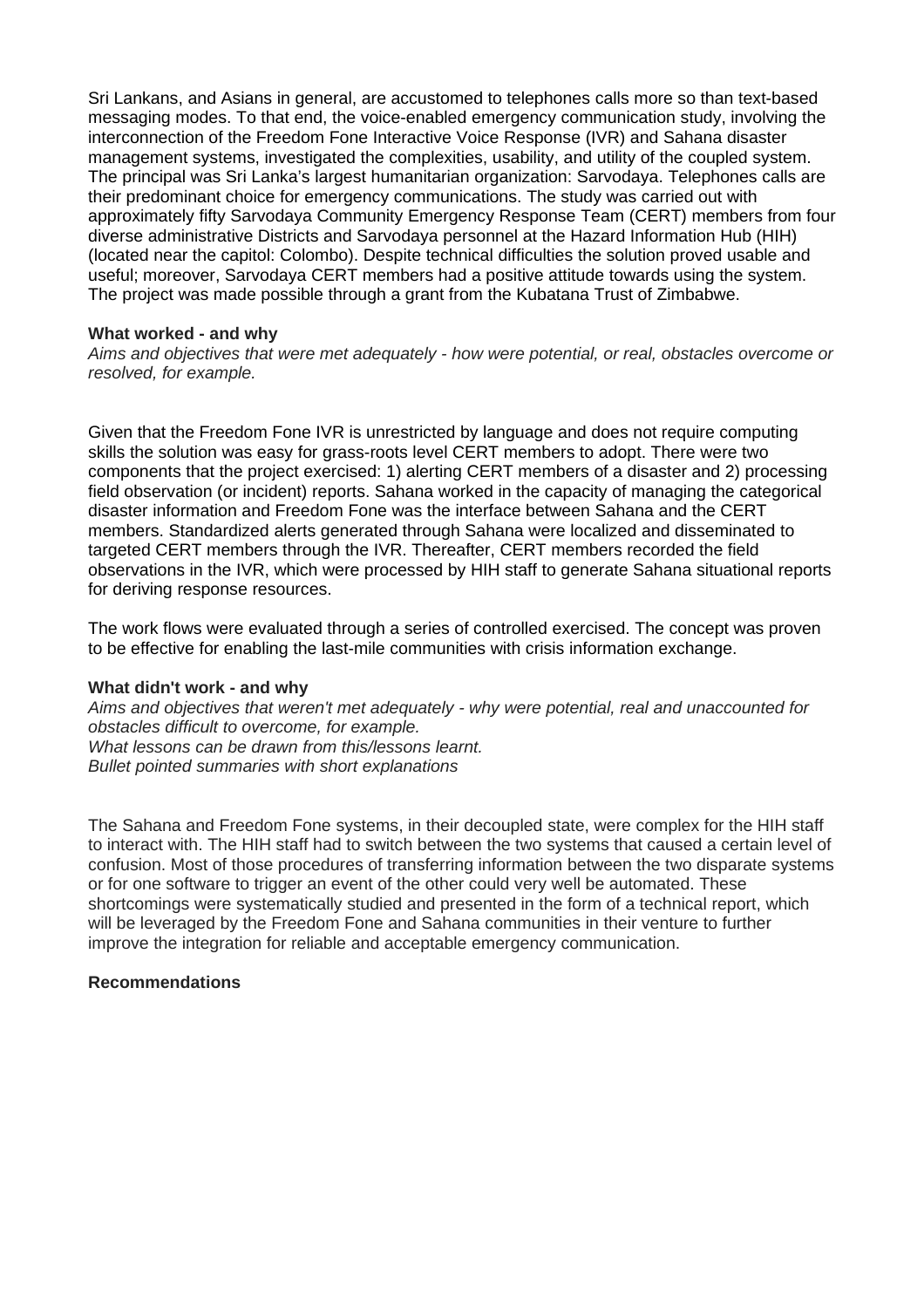Sri Lankans, and Asians in general, are accustomed to telephones calls more so than text-based messaging modes. To that end, the voice-enabled emergency communication study, involving the interconnection of the Freedom Fone Interactive Voice Response (IVR) and Sahana disaster management systems, investigated the complexities, usability, and utility of the coupled system. The principal was Sri Lanka's largest humanitarian organization: Sarvodaya. Telephones calls are their predominant choice for emergency communications. The study was carried out with approximately fifty Sarvodaya Community Emergency Response Team (CERT) members from four diverse administrative Districts and Sarvodaya personnel at the Hazard Information Hub (HIH) (located near the capitol: Colombo). Despite technical difficulties the solution proved usable and useful; moreover, Sarvodaya CERT members had a positive attitude towards using the system. The project was made possible through a grant from the Kubatana Trust of Zimbabwe.

**What worked - and why**

*Aims and objectives that were met adequately - how were potential, or real, obstacles overcome or resolved, for example.*

Given that the Freedom Fone IVR is unrestricted by language and does not require computing skills the solution was easy for grass-roots level CERT members to adopt. There were two components that the project exercised: 1) alerting CERT members of a disaster and 2) processing field observation (or incident) reports. Sahana worked in the capacity of managing the categorical disaster information and Freedom Fone was the interface between Sahana and the CERT members. Standardized alerts generated through Sahana were localized and disseminated to targeted CERT members through the IVR. Thereafter, CERT members recorded the field observations in the IVR, which were processed by HIH staff to generate Sahana situational reports for deriving response resources.

The work flows were evaluated through a series of controlled exercised. The concept was proven to be effective for enabling the last-mile communities with crisis information exchange.

**What didn't work - and why**

*Aims and objectives that weren't met adequately - why were potential, real and unaccounted for obstacles difficult to overcome, for example.*
*What lessons can be drawn from this/lessons learnt.*
*Bullet pointed summaries with short explanations*

The Sahana and Freedom Fone systems, in their decoupled state, were complex for the HIH staff to interact with. The HIH staff had to switch between the two systems that caused a certain level of confusion. Most of those procedures of transferring information between the two disparate systems or for one software to trigger an event of the other could very well be automated. These shortcomings were systematically studied and presented in the form of a technical report, which will be leveraged by the Freedom Fone and Sahana communities in their venture to further improve the integration for reliable and acceptable emergency communication.

**Recommendations**